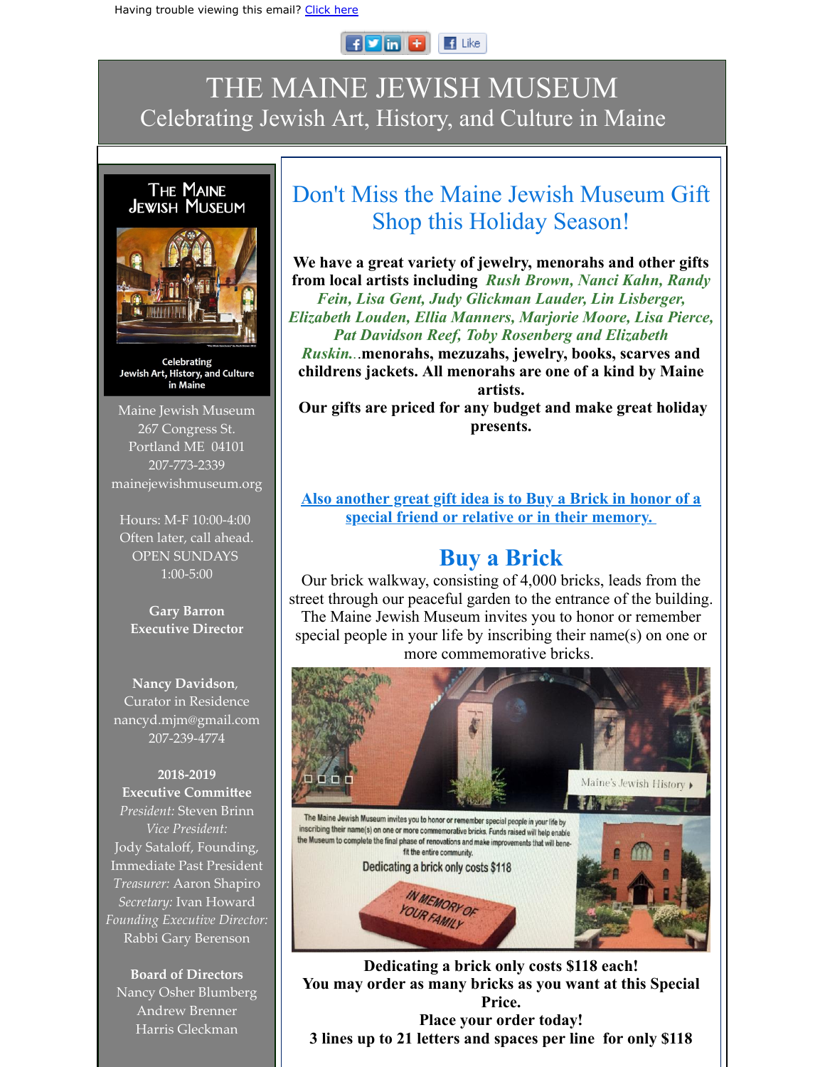Having trouble viewing this email? Click here

# THE MAINE JEWISH MUSEUM

Celebrating Jewish Art, History, and Culture in Maine

## Don't Miss the Maine Jewish Museum Gift Shop this Holiday Season!

**We have a great variety of jewelry, menorahs and other gifts from local artists including *Rush Brown, Nanci Kahn, Randy Fein, Lisa Gent, Judy Glickman Lauder, Lin Lisberger, Elizabeth Louden, Ellia Manners, Marjorie Moore, Lisa Pierce, Pat Davidson Reef, Toby Rosenberg and Elizabeth Ruskin.*..menorahs, mezuzahs, jewelry, books, scarves and childrens jackets. All menorahs are one of a kind by Maine artists.**

**Our gifts are priced for any budget and make great holiday presents.**

**Also another great gift idea is to Buy a Brick in honor of a special friend or relative or in their memory.**

## Buy a Brick

Our brick walkway, consisting of 4,000 bricks, leads from the street through our peaceful garden to the entrance of the building. The Maine Jewish Museum invites you to honor or remember special people in your life by inscribing their name(s) on one or more commemorative bricks.

**Dedicating a brick only costs $118 each!**
**You may order as many bricks as you want at this Special Price.**
**Place your order today!**
**3 lines up to 21 letters and spaces per line for only $118**

---

The Maine Jewish Museum

Celebrating Jewish Art, History, and Culture in Maine

Maine Jewish Museum
267 Congress St.
Portland ME 04101
207-773-2339
mainejewishmuseum.org

Hours: M-F 10:00-4:00
Often later, call ahead.
OPEN SUNDAYS
1:00-5:00

**Gary Barron**
**Executive Director**

**Nancy Davidson**, Curator in Residence
nancyd.mjm@gmail.com
207-239-4774

**2018-2019**
**Executive Committee**
*President:* Steven Brinn
*Vice President:*
Jody Sataloff, Founding, Immediate Past President
*Treasurer:* Aaron Shapiro
*Secretary:* Ivan Howard
*Founding Executive Director:* Rabbi Gary Berenson

**Board of Directors**
Nancy Osher Blumberg
Andrew Brenner
Harris Gleckman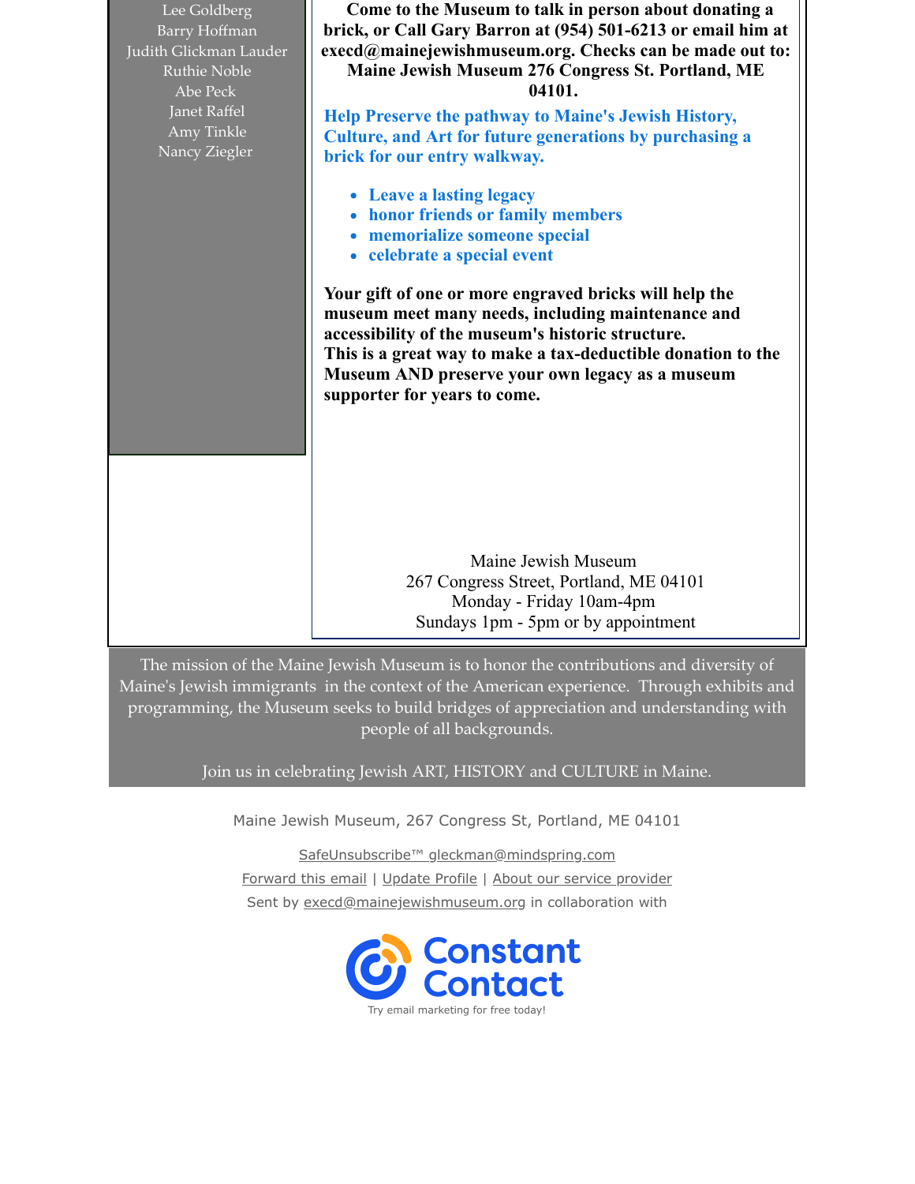Lee Goldberg
Barry Hoffman
Judith Glickman Lauder
Ruthie Noble
Abe Peck
Janet Raffel
Amy Tinkle
Nancy Ziegler

**Come to the Museum to talk in person about donating a brick, or Call Gary Barron at (954) 501-6213 or email him at execd@mainejewishmuseum.org. Checks can be made out to: Maine Jewish Museum 276 Congress St. Portland, ME 04101.**

**Help Preserve the pathway to Maine's Jewish History, Culture, and Art for future generations by purchasing a brick for our entry walkway.**

- **Leave a lasting legacy**
- **honor friends or family members**
- **memorialize someone special**
- **celebrate a special event**

**Your gift of one or more engraved bricks will help the museum meet many needs, including maintenance and accessibility of the museum's historic structure.**
**This is a great way to make a tax-deductible donation to the Museum AND preserve your own legacy as a museum supporter for years to come.**

Maine Jewish Museum
267 Congress Street, Portland, ME 04101
Monday - Friday 10am-4pm
Sundays 1pm - 5pm or by appointment

The mission of the Maine Jewish Museum is to honor the contributions and diversity of Maine's Jewish immigrants in the context of the American experience. Through exhibits and programming, the Museum seeks to build bridges of appreciation and understanding with people of all backgrounds.

Join us in celebrating Jewish ART, HISTORY and CULTURE in Maine.

Maine Jewish Museum, 267 Congress St, Portland, ME 04101

SafeUnsubscribe™ gleckman@mindspring.com

Forward this email | Update Profile | About our service provider

Sent by execd@mainejewishmuseum.org in collaboration with

Constant Contact

Try email marketing for free today!